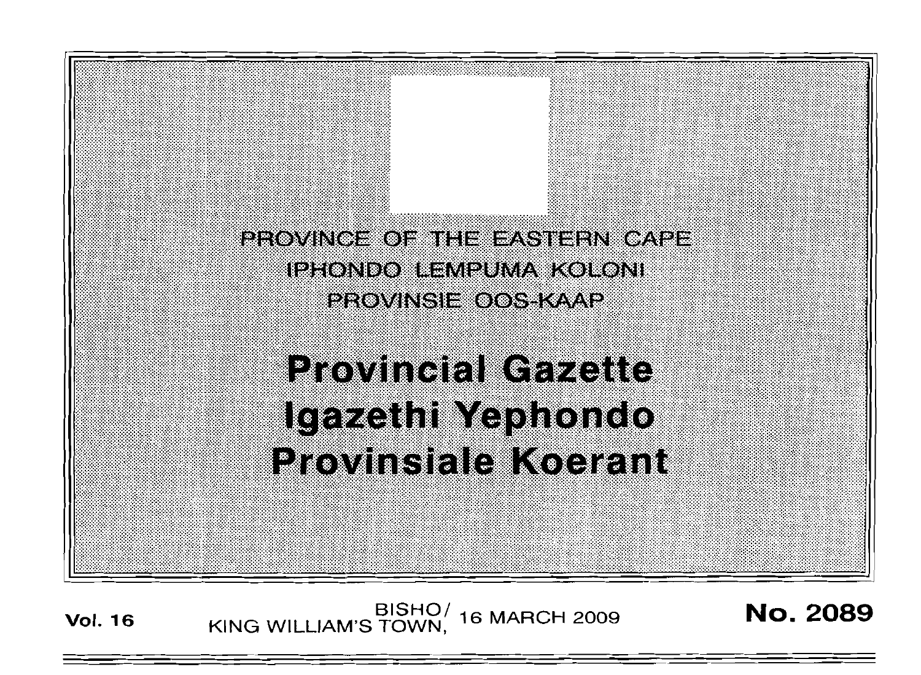PROVINCE OF THE EASTERN CAPE

IPHONDO LEMPUMA KOLONI

PROVINSIE OOS-KAAP

# Provincial Gazette
# Igazethi Yephondo
# Provinsiale Koerant

**Vol. 16** BISHO/ KING WILLIAM'S TOWN, 16 MARCH 2009 **No. 2089**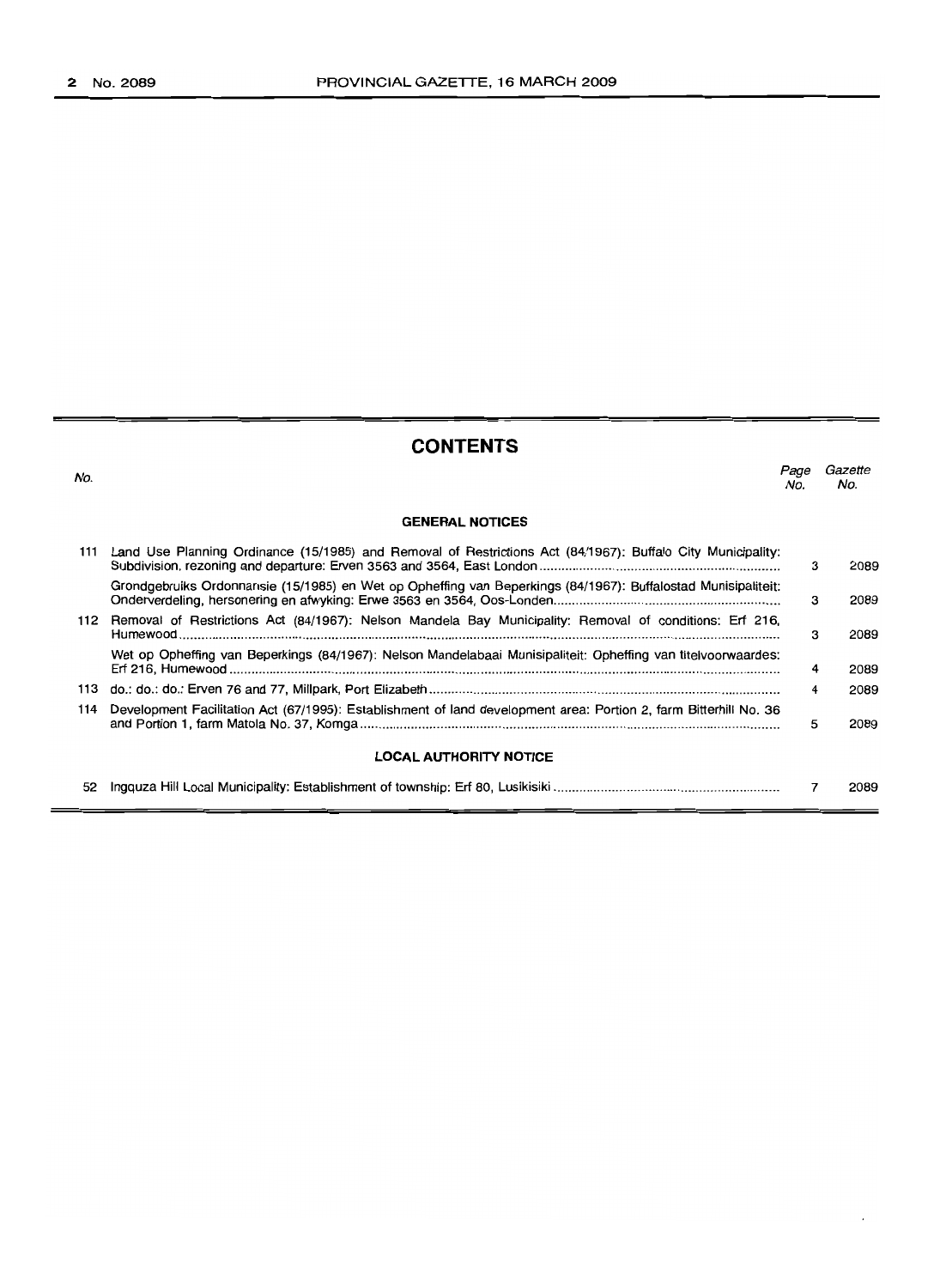## CONTENTS

| No. | | Page No. | Gazette No. |
|---|---|---|---|
| | **GENERAL NOTICES** | | |
| 111 | Land Use Planning Ordinance (15/1985) and Removal of Restrictions Act (84/1967): Buffalo City Municipality: Subdivision, rezoning and departure: Erven 3563 and 3564, East London | 3 | 2089 |
| | Grondgebruiks Ordonnansie (15/1985) en Wet op Opheffing van Beperkings (84/1967): Buffalostad Munisipaliteit: Onderverdeling, hersonering en afwyking: Erwe 3563 en 3564, Oos-Londen | 3 | 2089 |
| 112 | Removal of Restrictions Act (84/1967): Nelson Mandela Bay Municipality: Removal of conditions: Erf 216, Humewood | 3 | 2089 |
| | Wet op Opheffing van Beperkings (84/1967): Nelson Mandelabaai Munisipaliteit: Opheffing van titelvoorwaardes: Erf 216, Humewood | 4 | 2089 |
| 113 | do.: do.: do.: Erven 76 and 77, Millpark, Port Elizabeth | 4 | 2089 |
| 114 | Development Facilitation Act (67/1995): Establishment of land development area: Portion 2, farm Bitterhill No. 36 and Portion 1, farm Matola No. 37, Komga | 5 | 2089 |
| | **LOCAL AUTHORITY NOTICE** | | |
| 52 | Ingquza Hill Local Municipality: Establishment of township: Erf 80, Lusikisiki | 7 | 2089 |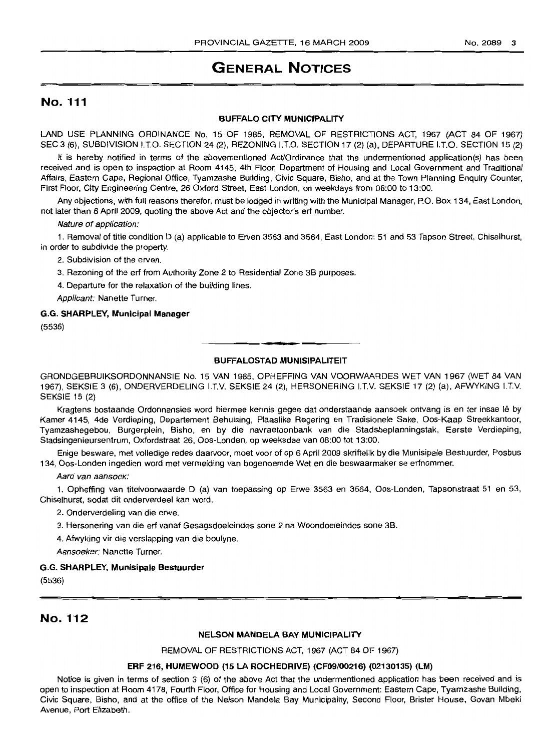# GENERAL NOTICES

## No. 111

### BUFFALO CITY MUNICIPALITY

LAND USE PLANNING ORDINANCE No. 15 OF 1985, REMOVAL OF RESTRICTIONS ACT, 1967 (ACT 84 OF 1967) SEC 3 (6), SUBDIVISION I.T.O. SECTION 24 (2), REZONING I.T.O. SECTION 17 (2) (a), DEPARTURE I.T.O. SECTION 15 (2)

It is hereby notified in terms of the abovementioned Act/Ordinance that the undermentioned application(s) has been received and is open to inspection at Room 4145, 4th Floor, Department of Housing and Local Government and Traditional Affairs, Eastern Cape, Regional Office, Tyamzashe Building, Civic Square, Bisho, and at the Town Planning Enquiry Counter, First Floor, City Engineering Centre, 26 Oxford Street, East London, on weekdays from 08:00 to 13:00.

Any objections, with full reasons therefor, must be lodged in writing with the Municipal Manager, P.O. Box 134, East London, not later than 6 April 2009, quoting the above Act and the objector's erf number.

*Nature of application:*

1. Removal of title condition D (a) applicable to Erven 3563 and 3564, East London: 51 and 53 Tapson Street, Chiselhurst, in order to subdivide the property.

2. Subdivision of the erven.

3. Rezoning of the erf from Authority Zone 2 to Residential Zone 3B purposes.

4. Departure for the relaxation of the building lines.

*Applicant:* Nanette Turner.

**G.G. SHARPLEY, Municipal Manager**

(5536)

---

### BUFFALOSTAD MUNISIPALITEIT

GRONDGEBRUIKSORDONNANSIE No. 15 VAN 1985, OPHEFFING VAN VOORWAARDES WET VAN 1967 (WET 84 VAN 1967), SEKSIE 3 (6), ONDERVERDELING I.T.V. SEKSIE 24 (2), HERSONERING I.T.V. SEKSIE 17 (2) (a), AFWYKING I.T.V. SEKSIE 15 (2)

Kragtens bostaande Ordonnansies word hiermee kennis gegee dat onderstaande aansoek ontvang is en ter insae lê by Kamer 4145, 4de Verdieping, Departement Behuising, Plaaslike Regering en Tradisionele Sake, Oos-Kaap Streekkantoor, Tyamzashegebou, Burgerplein, Bisho, en by die navraetoonbank van die Stadsbeplanningstak, Eerste Verdieping, Stadsingenieursentrum, Oxfordstraat 26, Oos-Londen, op weeksdae van 08:00 tot 13:00.

Enige besware, met volledige redes daarvoor, moet voor of op 6 April 2009 skriftelik by die Munisipale Bestuurder, Posbus 134, Oos-Londen ingedien word met vermelding van bogenoemde Wet en die beswaarmaker se erfnommer.

*Aard van aansoek:*

1. Opheffing van titelvoorwaarde D (a) van toepassing op Erwe 3563 en 3564, Oos-Londen, Tapsonstraat 51 en 53, Chiselhurst, sodat dit onderverdeel kan word.

2. Onderverdeling van die erwe.

3. Hersonering van die erf vanaf Gesagsdoeleindes sone 2 na Woondoeleindes sone 3B.

4. Afwyking vir die verslapping van die boulyne.

*Aansoeker:* Nanette Turner.

**G.G. SHARPLEY, Munisipale Bestuurder**

(5536)

---

## No. 112

### NELSON MANDELA BAY MUNICIPALITY

REMOVAL OF RESTRICTIONS ACT, 1967 (ACT 84 OF 1967)

**ERF 216, HUMEWOOD (15 LA ROCHEDRIVE) (CF09/00216) (02130135) (LM)**

Notice is given in terms of section 3 (6) of the above Act that the undermentioned application has been received and is open to inspection at Room 4178, Fourth Floor, Office for Housing and Local Government: Eastern Cape, Tyamzashe Building, Civic Square, Bisho, and at the office of the Nelson Mandela Bay Municipality, Second Floor, Brister House, Govan Mbeki Avenue, Port Elizabeth.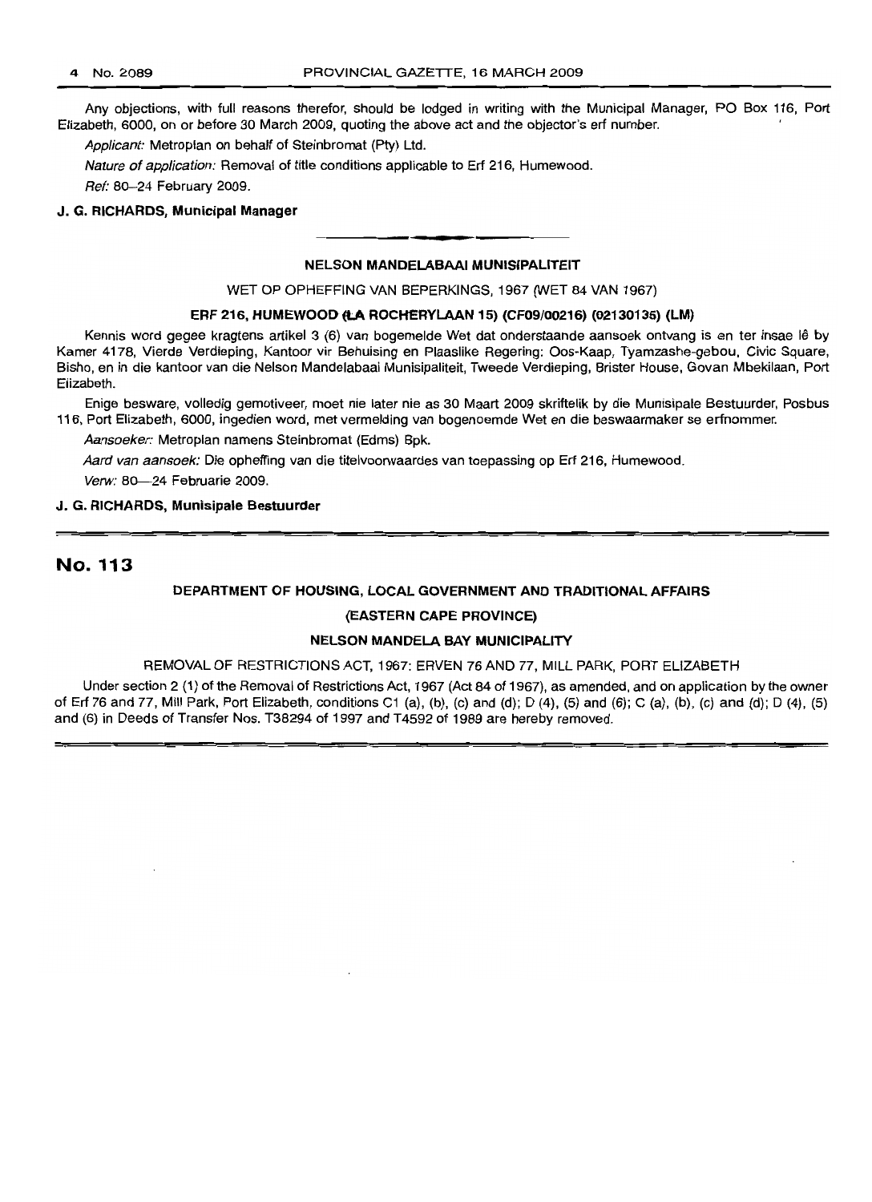Any objections, with full reasons therefor, should be lodged in writing with the Municipal Manager, PO Box 116, Port Elizabeth, 6000, on or before 30 March 2009, quoting the above act and the objector's erf number.

*Applicant:* Metroplan on behalf of Steinbromat (Pty) Ltd.

*Nature of application:* Removal of title conditions applicable to Erf 216, Humewood.

*Ref:* 80–24 February 2009.

**J. G. RICHARDS, Municipal Manager**

---

**NELSON MANDELABAAI MUNISIPALITEIT**

WET OP OPHEFFING VAN BEPERKINGS, 1967 (WET 84 VAN 1967)

**ERF 216, HUMEWOOD (LA ROCHERYLAAN 15) (CF09/00216) (02130135) (LM)**

Kennis word gegee kragtens artikel 3 (6) van bogemelde Wet dat onderstaande aansoek ontvang is en ter insae lê by Kamer 4178, Vierde Verdieping, Kantoor vir Behuising en Plaaslike Regering: Oos-Kaap, Tyamzashe-gebou, Civic Square, Bisho, en in die kantoor van die Nelson Mandelabaai Munisipaliteit, Tweede Verdieping, Brister House, Govan Mbekilaan, Port Elizabeth.

Enige besware, volledig gemotiveer, moet nie later nie as 30 Maart 2009 skriftelik by die Munisipale Bestuurder, Posbus 116, Port Elizabeth, 6000, ingedien word, met vermelding van bogenoemde Wet en die beswaarmaker se erfnommer.

*Aansoeker:* Metroplan namens Steinbromat (Edms) Bpk.

*Aard van aansoek:* Die opheffing van die titelvoorwaardes van toepassing op Erf 216, Humewood.

*Verw:* 80—24 Februarie 2009.

**J. G. RICHARDS, Munisipale Bestuurder**

---

## No. 113

**DEPARTMENT OF HOUSING, LOCAL GOVERNMENT AND TRADITIONAL AFFAIRS**

**(EASTERN CAPE PROVINCE)**

**NELSON MANDELA BAY MUNICIPALITY**

REMOVAL OF RESTRICTIONS ACT, 1967: ERVEN 76 AND 77, MILL PARK, PORT ELIZABETH

Under section 2 (1) of the Removal of Restrictions Act, 1967 (Act 84 of 1967), as amended, and on application by the owner of Erf 76 and 77, Mill Park, Port Elizabeth, conditions C1 (a), (b), (c) and (d); D (4), (5) and (6); C (a), (b), (c) and (d); D (4), (5) and (6) in Deeds of Transfer Nos. T38294 of 1997 and T4592 of 1989 are hereby removed.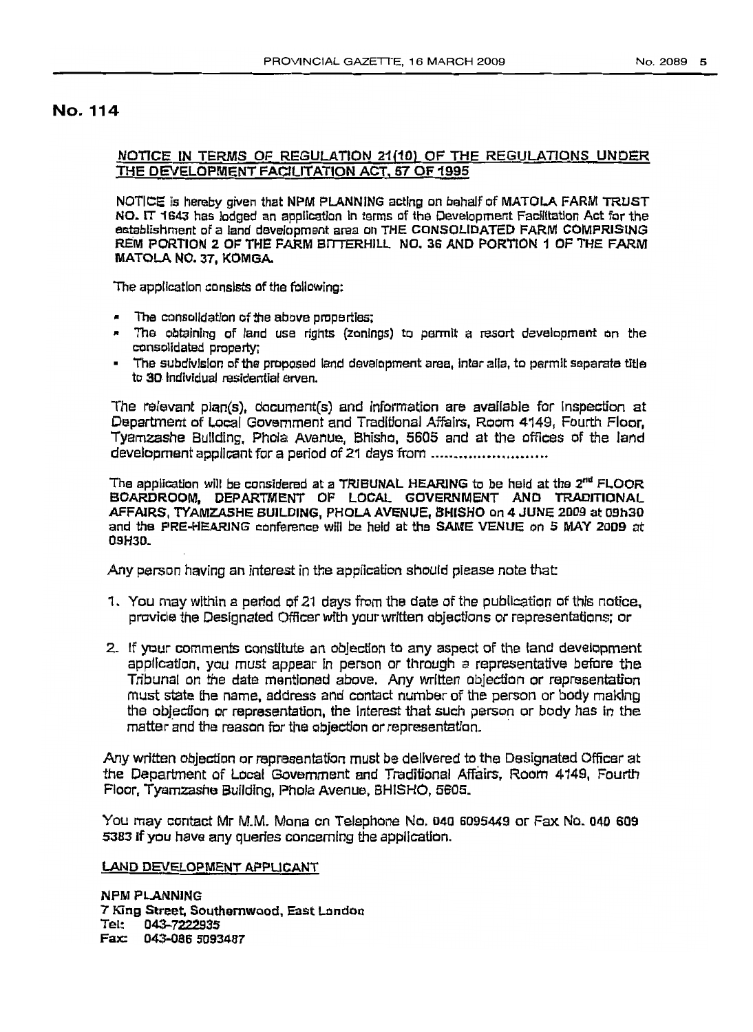## No. 114

**NOTICE IN TERMS OF REGULATION 21(10) OF THE REGULATIONS UNDER THE DEVELOPMENT FACILITATION ACT, 67 OF 1995**

NOTICE is hereby given that **NPM PLANNING** acting on behalf of **MATOLA FARM TRUST NO. IT 1643** has lodged an application in terms of the Development Facilitation Act for the establishment of a land development area on **THE CONSOLIDATED FARM COMPRISING REM PORTION 2 OF THE FARM BITTERHILL NO. 36 AND PORTION 1 OF THE FARM MATOLA NO. 37, KOMGA.**

The application consists of the following:

- The consolidation of the above properties;
- The obtaining of land use rights (zonings) to permit a resort development on the consolidated property;
- The subdivision of the proposed land development area, inter alia, to permit separate title to **30** individual residential erven.

The relevant plan(s), document(s) and information are available for inspection at Department of Local Government and Traditional Affairs, Room 4149, Fourth Floor, Tyamzashe Building, Phola Avenue, Bhisho, 5605 and at the offices of the land development applicant for a period of 21 days from ........................

The application will be considered at a **TRIBUNAL HEARING** to be held at the **2nd FLOOR BOARDROOM, DEPARTMENT OF LOCAL GOVERNMENT AND TRADITIONAL AFFAIRS, TYAMZASHE BUILDING, PHOLA AVENUE, BHISHO** on **4 JUNE 2009** at **09h30** and the **PRE-HEARING** conference will be held at the **SAME VENUE** on **5 MAY 2009** at **09H30.**

Any person having an interest in the application should please note that:

1. You may within a period of 21 days from the date of the publication of this notice, provide the Designated Officer with your written objections or representations; or

2. If your comments constitute an objection to any aspect of the land development application, you must appear in person or through a representative before the Tribunal on the date mentioned above. Any written objection or representation must state the name, address and contact number of the person or body making the objection or representation, the interest that such person or body has in the matter and the reason for the objection or representation.

Any written objection or representation must be delivered to the Designated Officer at the Department of Local Government and Traditional Affairs, Room 4149, Fourth Floor, Tyamzashe Building, Phola Avenue, BHISHO, 5605.

You may contact Mr M.M. Mona on Telephone No. 040 6095449 or Fax No. 040 609 5383 if you have any queries concerning the application.

**LAND DEVELOPMENT APPLICANT**

**NPM PLANNING**
**7 King Street, Southernwood, East London**
**Tel: 043-7222935**
**Fax: 043-086 5093487**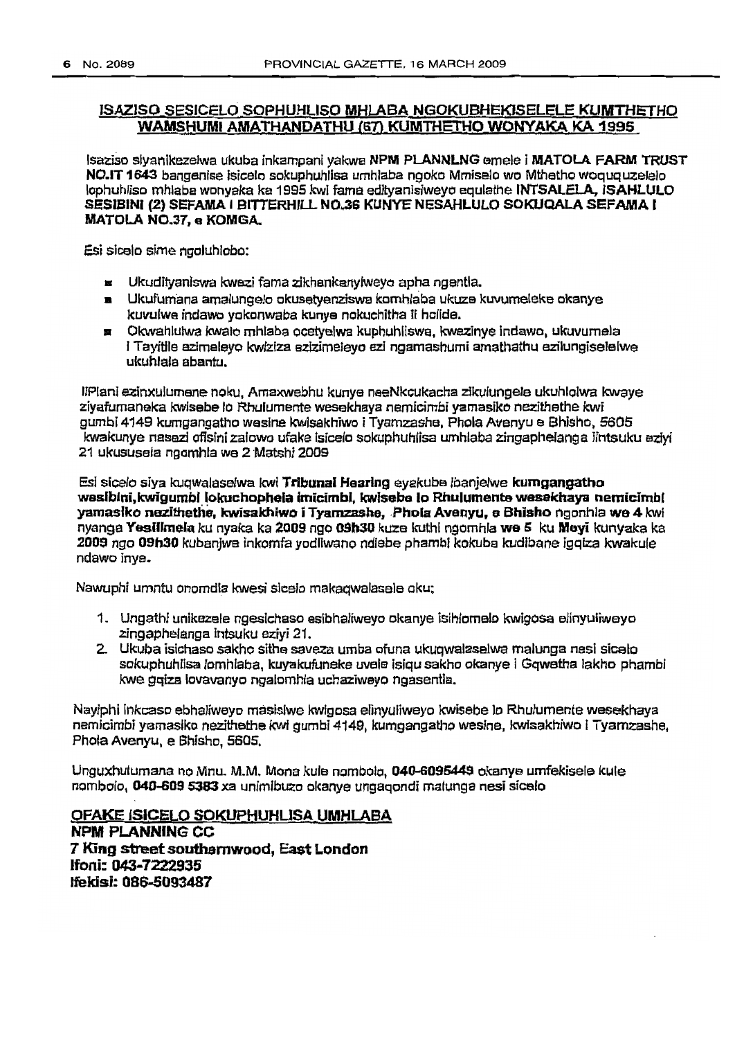## ISAZISO SESICELO SOPHUHLISO MHLABA NGOKUBHEKISELELE KUMTHETHO WAMSHUMI AMATHANDATHU (67) KUMTHETHO WONYAKA KA 1995

Isaziso siyanikezelwa ukuba inkampani yakwa **NPM PLANNLNG** emele i **MATOLA FARM TRUST NO.IT 1643** bangenise isicelo sokuphuhlisa umhlaba ngoko Mmiselo wo Mthetho woququzelelo lophuhliso mhlaba wonyaka ka 1995 kwi fama edityanisiweyo equlathe **INTSALELA, ISAHLULO SESIBINI (2) SEFAMA I BITTERHILL NO.36 KUNYE NESAHLULO SOKUQALA SEFAMA I MATOLA NO.37, e KOMGA.**

Esi sicelo sime ngoluhlobo:

- Ukudityaniswa kwezi fama zikhankanyiweyo apha ngentla.
- Ukufumana amalungelo okusetyenziswa komhlaba ukuze kuvumeleke okanye kuvulwe indawo yokonwaba kunye nokuchitha ii holide.
- Okwahlulwa kwalo mhlaba ocetyelwa kuphuhliswa, kwezinye indawo, ukuvumela i Tayitile ezimeleyo kwiziza ezizimeleyo ezi ngamashumi amathathu ezilungiselelwe ukuhlala abantu.

IiPlani ezinxulumene noku, Amaxwebhu kunye neeNkcukacha zikulungele ukuhlolwa kwaye ziyafumaneka kwisebe lo Rhulumente wesekhaya nemicimbi yamasiko nezithethe kwi gumbi 4149 kumgangatho wesine kwisakhiwo i Tyamzashe, Phola Avenyu e Bhisho, 5605 kwakunye nasezi ofisini zalowo ufake isicelo sokuphuhlisa umhlaba zingaphelanga iintsuku eziyi 21 ukususela ngomhla we 2 Matshi 2009

Esi sicelo siya kuqwalaselwa kwi **Tribunal Hearing** eyakube ibanjelwe **kumgangatho wesibini, kwigumbi lokuchophela imicimbi, kwisebe lo Rhulumente wesekhaya nemicimbi yamasiko nezithethe, kwisakhiwo i Tyamzashe, Phola Avenyu, e Bhisho** ngonhla **we 4** kwi nyanga **Yesilimela** ku nyaka ka **2009** ngo **09h30** kuze kuthi ngomhla **we 5** ku **Meyi** kunyaka ka **2009** ngo **09h30** kubanjwa inkomfa yodliwano ndlebe phambi kokuba kudibane igqiza kwakule ndawo inye.

Nawuphi umntu onomdla kwesi sicelo makaqwalasele oku:

1. Ungathi unikezele ngesichaso esibhaliweyo okanye isihlomelo kwigosa elinyuliweyo zingaphelanga intsuku eziyi 21.
2. Ukuba isichaso sakho sithe saveza umba ofuna ukuqwalaselwa malunga nesi sicelo sokuphuhlisa lomhlaba, kuyakufuneke uvele isiqu sakho okanye i Gqwetha lakho phambi kwe gqiza lovavanyo ngalomhla uchaziweyo ngasentla.

Nayiphi inkcaso ebhaliweyo masisiwe kwigosa elinyuliweyo kwisebe lo Rhulumente wesekhaya nemicimbi yamasiko nezithethe kwi gumbi 4149, kumgangatho wesine, kwisakhiwo i Tyamzashe, Phola Avenyu, e Bhisho, 5605.

Unguxhulumana no Mnu. M.M. Mona kule nombolo, **040-6095449** okanye umfekisele kule nombolo, **040-609 5383** xa unimibuzo okanye ungaqondi malunga nesi sicelo

**OFAKE ISICELO SOKUPHUHLISA UMHLABA**
**NPM PLANNING CC**
**7 King street southernwood, East London**
**Ifoni: 043-7222935**
**Ifekisi: 086-5093487**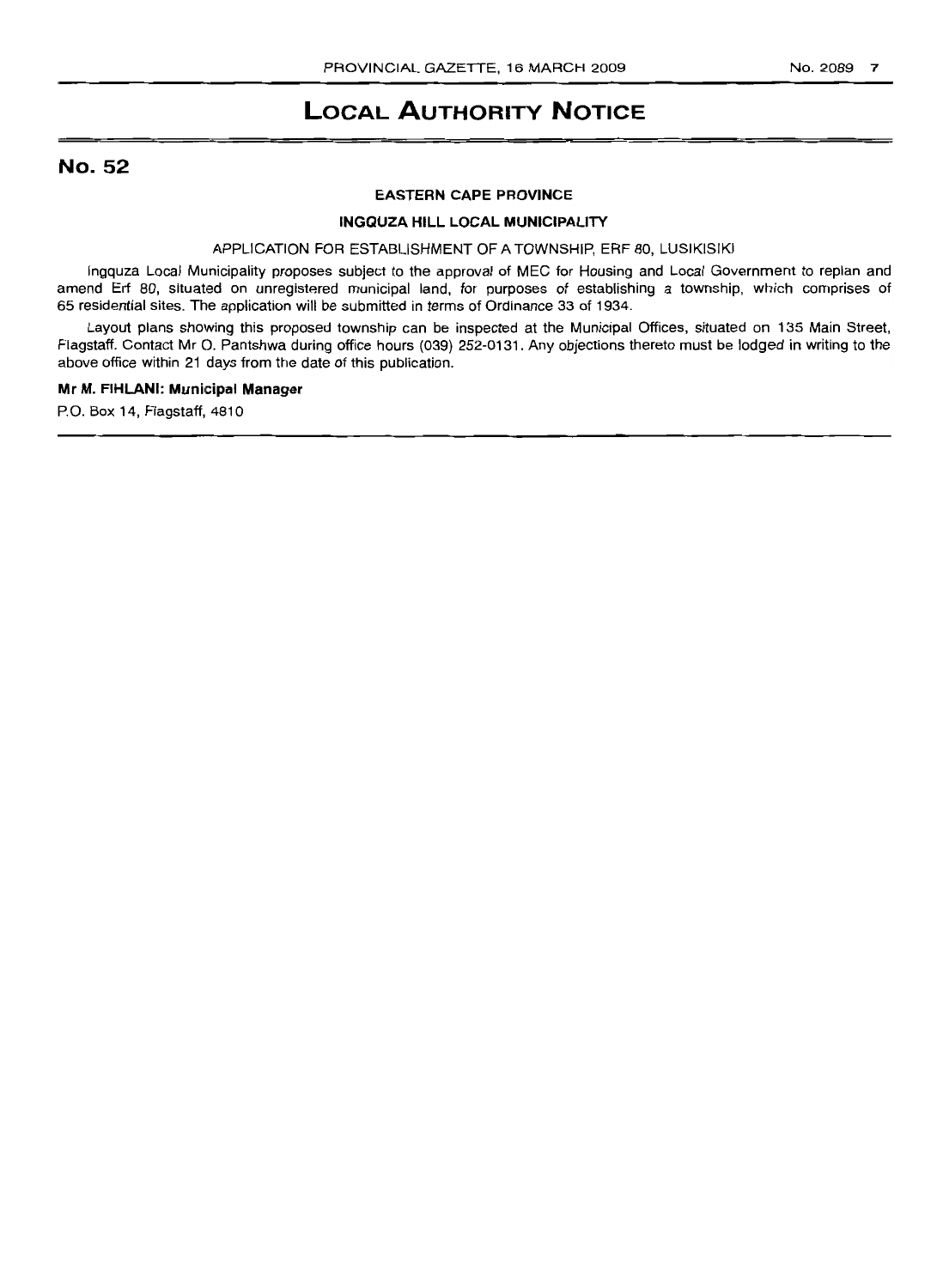# LOCAL AUTHORITY NOTICE

## No. 52

**EASTERN CAPE PROVINCE**

**INGQUZA HILL LOCAL MUNICIPALITY**

APPLICATION FOR ESTABLISHMENT OF A TOWNSHIP, ERF 80, LUSIKISIKI

Ingquza Local Municipality proposes subject to the approval of MEC for Housing and Local Government to replan and amend Erf 80, situated on unregistered municipal land, for purposes of establishing a township, which comprises of 65 residential sites. The application will be submitted in terms of Ordinance 33 of 1934.

Layout plans showing this proposed township can be inspected at the Municipal Offices, situated on 135 Main Street, Flagstaff. Contact Mr O. Pantshwa during office hours (039) 252-0131. Any objections thereto must be lodged in writing to the above office within 21 days from the date of this publication.

**Mr M. FIHLANI: Municipal Manager**

P.O. Box 14, Flagstaff, 4810